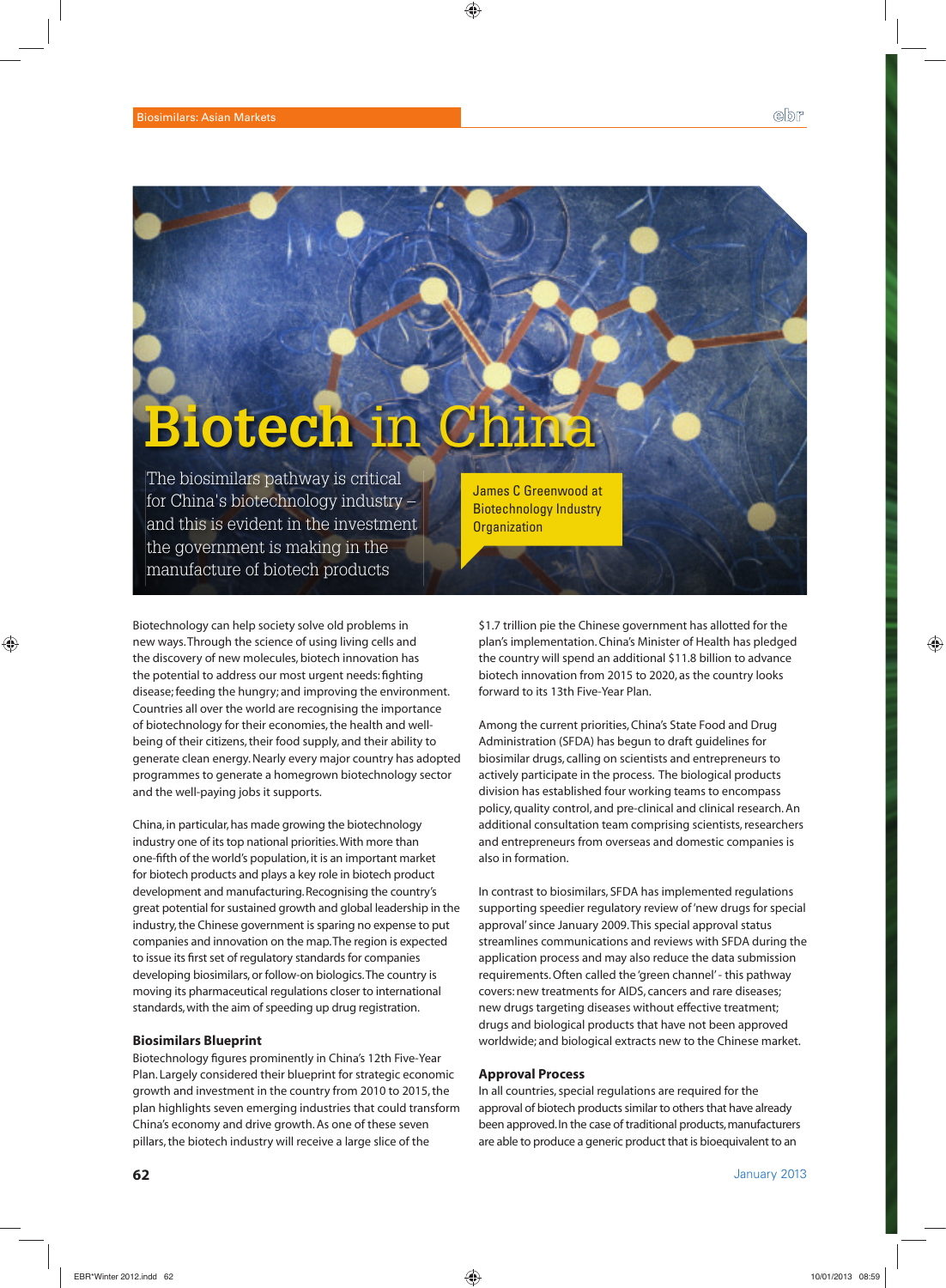# Biotech in China

The biosimilars pathway is critical for China's biotechnology industry – and this is evident in the investment the government is making in the manufacture of biotech products

James C Greenwood at Biotechnology Industry Organization

Biotechnology can help society solve old problems in new ways. Through the science of using living cells and the discovery of new molecules, biotech innovation has the potential to address our most urgent needs: fighting disease; feeding the hungry; and improving the environment. Countries all over the world are recognising the importance of biotechnology for their economies, the health and well-being of their citizens, their food supply, and their ability to generate clean energy. Nearly every major country has adopted programmes to generate a homegrown biotechnology sector and the well-paying jobs it supports.

China, in particular, has made growing the biotechnology industry one of its top national priorities. With more than one-fifth of the world's population, it is an important market for biotech products and plays a key role in biotech product development and manufacturing. Recognising the country's great potential for sustained growth and global leadership in the industry, the Chinese government is sparing no expense to put companies and innovation on the map. The region is expected to issue its first set of regulatory standards for companies developing biosimilars, or follow-on biologics. The country is moving its pharmaceutical regulations closer to international standards, with the aim of speeding up drug registration.

### Biosimilars Blueprint

Biotechnology figures prominently in China's 12th Five-Year Plan. Largely considered their blueprint for strategic economic growth and investment in the country from 2010 to 2015, the plan highlights seven emerging industries that could transform China's economy and drive growth. As one of these seven pillars, the biotech industry will receive a large slice of the $1.7 trillion pie the Chinese government has allotted for the plan's implementation. China's Minister of Health has pledged the country will spend an additional $11.8 billion to advance biotech innovation from 2015 to 2020, as the country looks forward to its 13th Five-Year Plan.

Among the current priorities, China's State Food and Drug Administration (SFDA) has begun to draft guidelines for biosimilar drugs, calling on scientists and entrepreneurs to actively participate in the process. The biological products division has established four working teams to encompass policy, quality control, and pre-clinical and clinical research. An additional consultation team comprising scientists, researchers and entrepreneurs from overseas and domestic companies is also in formation.

In contrast to biosimilars, SFDA has implemented regulations supporting speedier regulatory review of 'new drugs for special approval' since January 2009. This special approval status streamlines communications and reviews with SFDA during the application process and may also reduce the data submission requirements. Often called the 'green channel' - this pathway covers: new treatments for AIDS, cancers and rare diseases; new drugs targeting diseases without effective treatment; drugs and biological products that have not been approved worldwide; and biological extracts new to the Chinese market.

### Approval Process

In all countries, special regulations are required for the approval of biotech products similar to others that have already been approved. In the case of traditional products, manufacturers are able to produce a generic product that is bioequivalent to an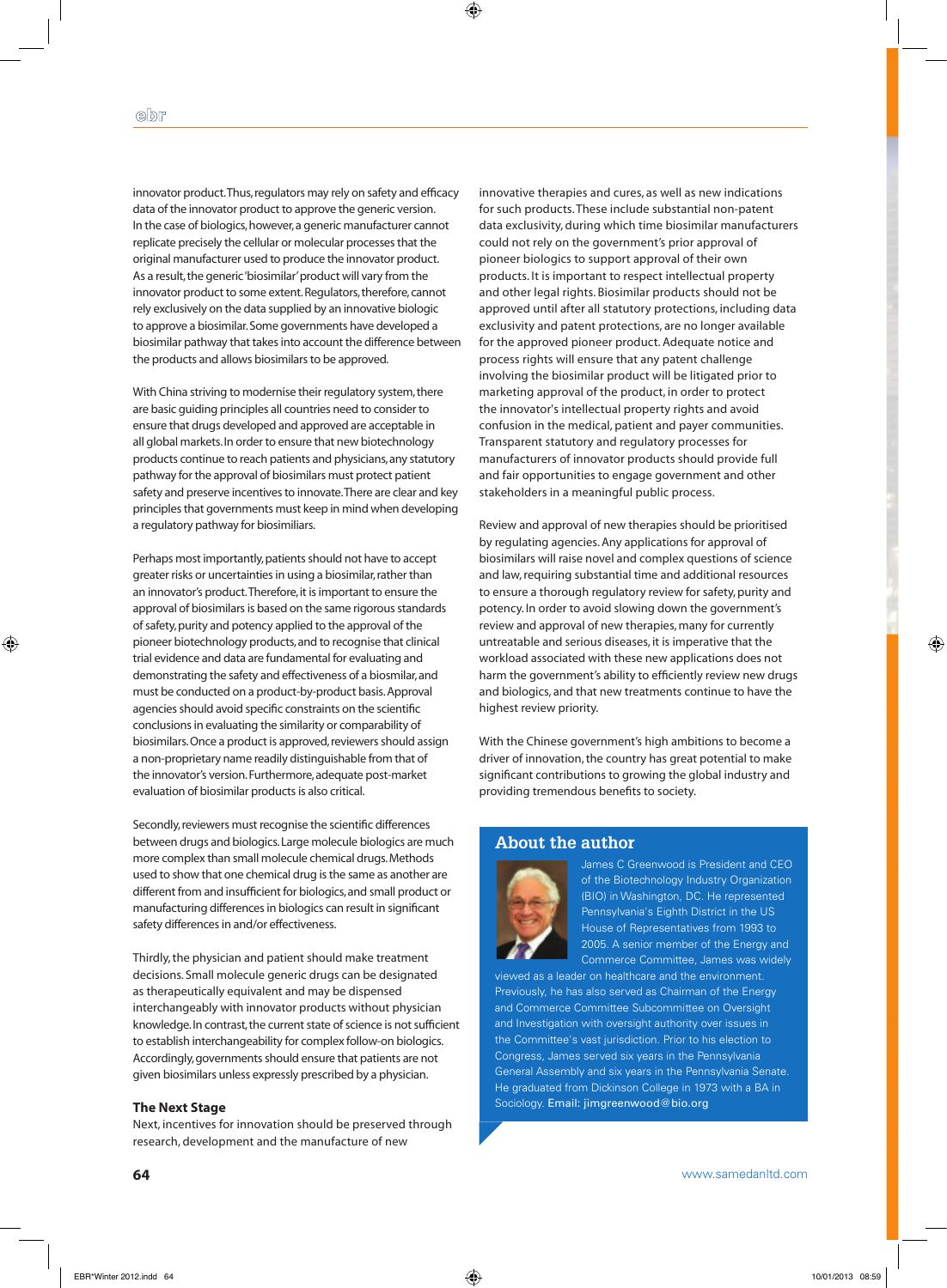innovator product. Thus, regulators may rely on safety and efficacy data of the innovator product to approve the generic version. In the case of biologics, however, a generic manufacturer cannot replicate precisely the cellular or molecular processes that the original manufacturer used to produce the innovator product. As a result, the generic 'biosimilar' product will vary from the innovator product to some extent. Regulators, therefore, cannot rely exclusively on the data supplied by an innovative biologic to approve a biosimilar. Some governments have developed a biosimilar pathway that takes into account the difference between the products and allows biosimilars to be approved.

With China striving to modernise their regulatory system, there are basic guiding principles all countries need to consider to ensure that drugs developed and approved are acceptable in all global markets. In order to ensure that new biotechnology products continue to reach patients and physicians, any statutory pathway for the approval of biosimilars must protect patient safety and preserve incentives to innovate. There are clear and key principles that governments must keep in mind when developing a regulatory pathway for biosimiliars.

Perhaps most importantly, patients should not have to accept greater risks or uncertainties in using a biosimilar, rather than an innovator's product. Therefore, it is important to ensure the approval of biosimilars is based on the same rigorous standards of safety, purity and potency applied to the approval of the pioneer biotechnology products, and to recognise that clinical trial evidence and data are fundamental for evaluating and demonstrating the safety and effectiveness of a biosimilar, and must be conducted on a product-by-product basis. Approval agencies should avoid specific constraints on the scientific conclusions in evaluating the similarity or comparability of biosimilars. Once a product is approved, reviewers should assign a non-proprietary name readily distinguishable from that of the innovator's version. Furthermore, adequate post-market evaluation of biosimilar products is also critical.

Secondly, reviewers must recognise the scientific differences between drugs and biologics. Large molecule biologics are much more complex than small molecule chemical drugs. Methods used to show that one chemical drug is the same as another are different from and insufficient for biologics, and small product or manufacturing differences in biologics can result in significant safety differences in and/or effectiveness.

Thirdly, the physician and patient should make treatment decisions. Small molecule generic drugs can be designated as therapeutically equivalent and may be dispensed interchangeably with innovator products without physician knowledge. In contrast, the current state of science is not sufficient to establish interchangeability for complex follow-on biologics. Accordingly, governments should ensure that patients are not given biosimilars unless expressly prescribed by a physician.

## The Next Stage

Next, incentives for innovation should be preserved through research, development and the manufacture of new innovative therapies and cures, as well as new indications for such products. These include substantial non-patent data exclusivity, during which time biosimilar manufacturers could not rely on the government's prior approval of pioneer biologics to support approval of their own products. It is important to respect intellectual property and other legal rights. Biosimilar products should not be approved until after all statutory protections, including data exclusivity and patent protections, are no longer available for the approved pioneer product. Adequate notice and process rights will ensure that any patent challenge involving the biosimilar product will be litigated prior to marketing approval of the product, in order to protect the innovator's intellectual property rights and avoid confusion in the medical, patient and payer communities. Transparent statutory and regulatory processes for manufacturers of innovator products should provide full and fair opportunities to engage government and other stakeholders in a meaningful public process.

Review and approval of new therapies should be prioritised by regulating agencies. Any applications for approval of biosimilars will raise novel and complex questions of science and law, requiring substantial time and additional resources to ensure a thorough regulatory review for safety, purity and potency. In order to avoid slowing down the government's review and approval of new therapies, many for currently untreatable and serious diseases, it is imperative that the workload associated with these new applications does not harm the government's ability to efficiently review new drugs and biologics, and that new treatments continue to have the highest review priority.

With the Chinese government's high ambitions to become a driver of innovation, the country has great potential to make significant contributions to growing the global industry and providing tremendous benefits to society.

## About the author

James C Greenwood is President and CEO of the Biotechnology Industry Organization (BIO) in Washington, DC. He represented Pennsylvania's Eighth District in the US House of Representatives from 1993 to 2005. A senior member of the Energy and Commerce Committee, James was widely viewed as a leader on healthcare and the environment. Previously, he has also served as Chairman of the Energy and Commerce Committee Subcommittee on Oversight and Investigation with oversight authority over issues in the Committee's vast jurisdiction. Prior to his election to Congress, James served six years in the Pennsylvania General Assembly and six years in the Pennsylvania Senate. He graduated from Dickinson College in 1973 with a BA in Sociology. **Email: jimgreenwood@bio.org**